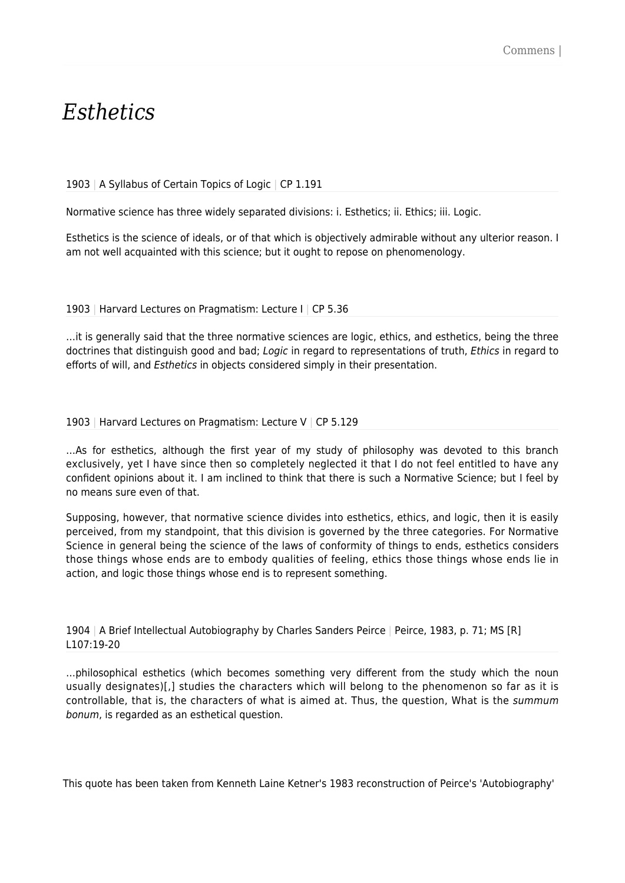# *Esthetics*

1903 | A Syllabus of Certain Topics of Logic | CP 1.191

Normative science has three widely separated divisions: i. Esthetics; ii. Ethics; iii. Logic.

Esthetics is the science of ideals, or of that which is objectively admirable without any ulterior reason. I am not well acquainted with this science; but it ought to repose on phenomenology.

1903 | Harvard Lectures on Pragmatism: Lecture I | CP 5.36

…it is generally said that the three normative sciences are logic, ethics, and esthetics, being the three doctrines that distinguish good and bad; *Logic* in regard to representations of truth, *Ethics* in regard to efforts of will, and *Esthetics* in objects considered simply in their presentation.

1903 | Harvard Lectures on Pragmatism: Lecture V | CP 5.129

…As for esthetics, although the first year of my study of philosophy was devoted to this branch exclusively, yet I have since then so completely neglected it that I do not feel entitled to have any confident opinions about it. I am inclined to think that there is such a Normative Science; but I feel by no means sure even of that.

Supposing, however, that normative science divides into esthetics, ethics, and logic, then it is easily perceived, from my standpoint, that this division is governed by the three categories. For Normative Science in general being the science of the laws of conformity of things to ends, esthetics considers those things whose ends are to embody qualities of feeling, ethics those things whose ends lie in action, and logic those things whose end is to represent something.

1904 | A Brief Intellectual Autobiography by Charles Sanders Peirce | Peirce, 1983, p. 71; MS [R] L107:19-20

…philosophical esthetics (which becomes something very different from the study which the noun usually designates)[,] studies the characters which will belong to the phenomenon so far as it is controllable, that is, the characters of what is aimed at. Thus, the question, What is the *summum bonum*, is regarded as an esthetical question.

This quote has been taken from Kenneth Laine Ketner's 1983 reconstruction of Peirce's 'Autobiography'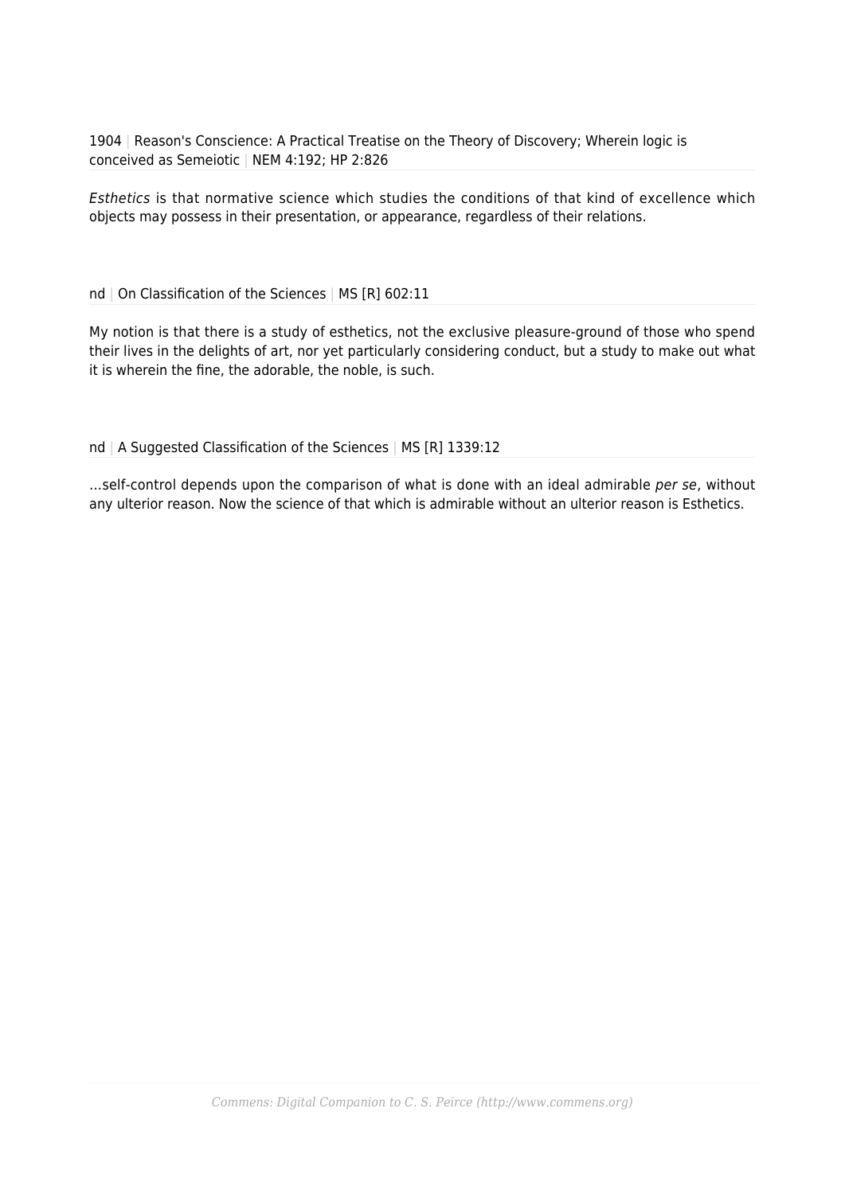1904 | Reason's Conscience: A Practical Treatise on the Theory of Discovery; Wherein logic is conceived as Semeiotic | NEM 4:192; HP 2:826

*Esthetics* is that normative science which studies the conditions of that kind of excellence which objects may possess in their presentation, or appearance, regardless of their relations.

nd | On Classification of the Sciences | MS [R] 602:11

My notion is that there is a study of esthetics, not the exclusive pleasure-ground of those who spend their lives in the delights of art, nor yet particularly considering conduct, but a study to make out what it is wherein the fine, the adorable, the noble, is such.

nd | A Suggested Classification of the Sciences | MS [R] 1339:12

…self-control depends upon the comparison of what is done with an ideal admirable *per se*, without any ulterior reason. Now the science of that which is admirable without an ulterior reason is Esthetics.